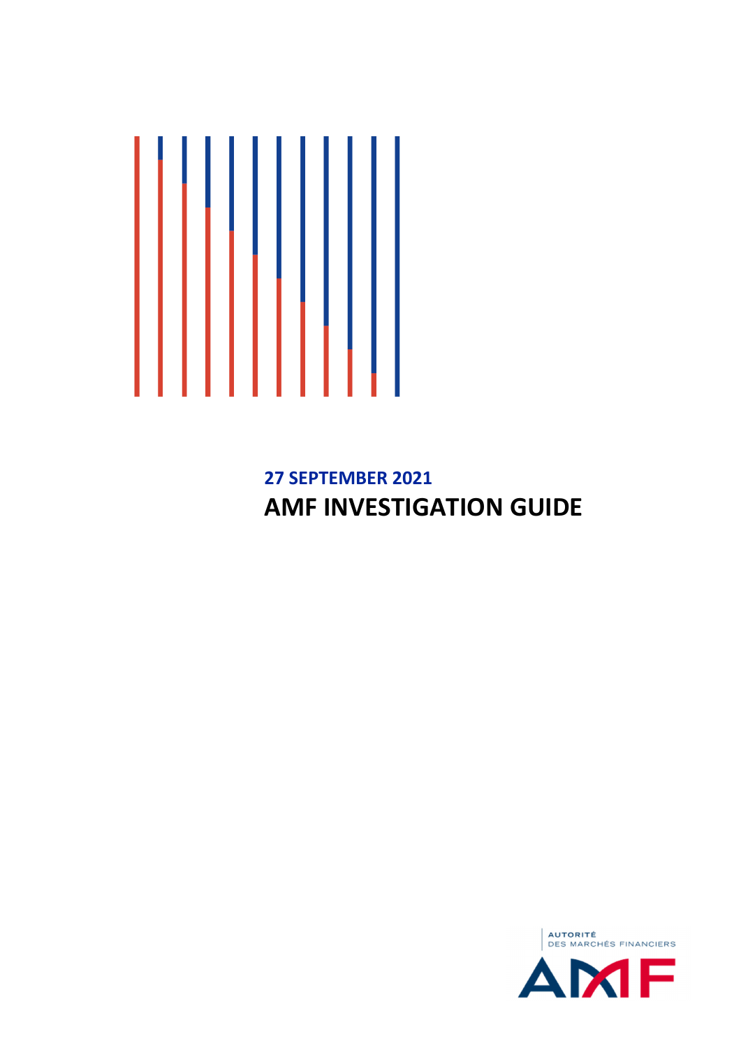**27 SEPTEMBER 2021**

# AMF INVESTIGATION GUIDE

AUTORITÉ
DES MARCHÉS FINANCIERS

AMF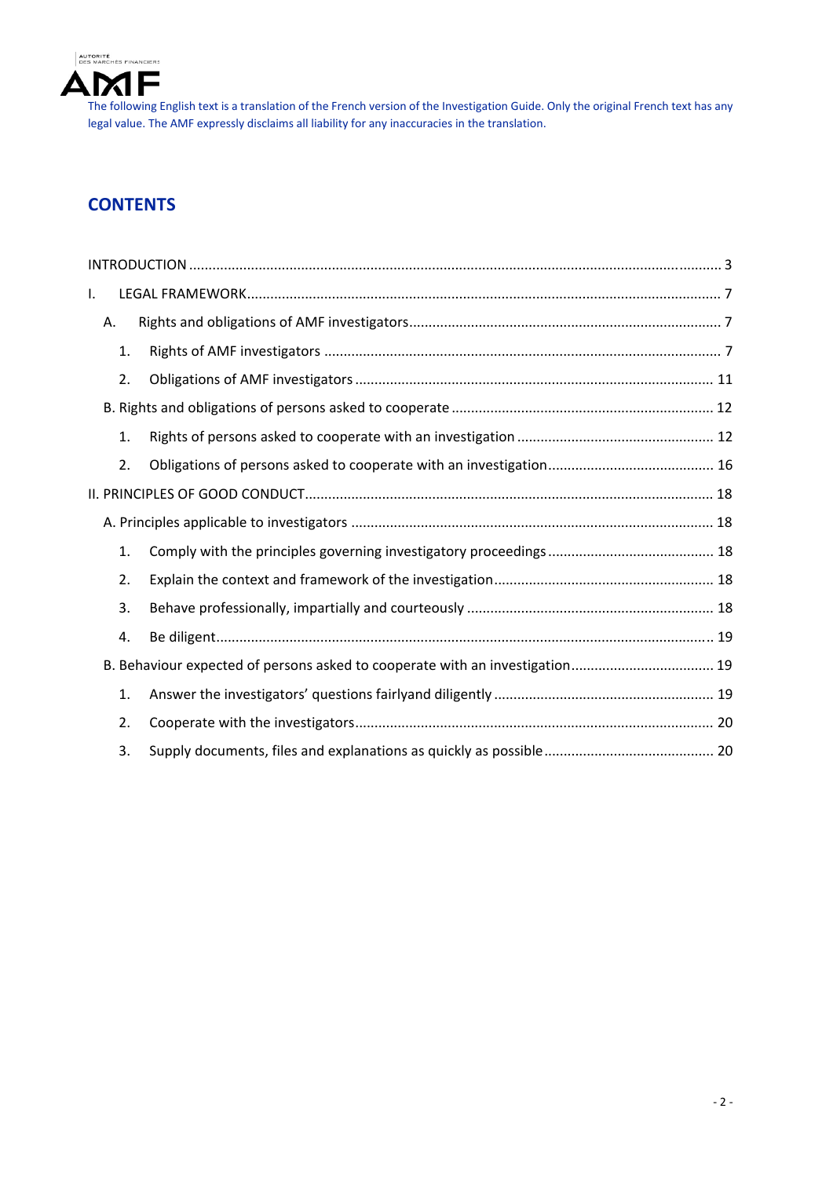The following English text is a translation of the French version of the Investigation Guide. Only the original French text has any legal value. The AMF expressly disclaims all liability for any inaccuracies in the translation.

## CONTENTS

INTRODUCTION ..... 3

I. LEGAL FRAMEWORK ..... 7

- A. Rights and obligations of AMF investigators ..... 7
  1. Rights of AMF investigators ..... 7
  2. Obligations of AMF investigators ..... 11
- B. Rights and obligations of persons asked to cooperate ..... 12
  1. Rights of persons asked to cooperate with an investigation ..... 12
  2. Obligations of persons asked to cooperate with an investigation ..... 16

II. PRINCIPLES OF GOOD CONDUCT ..... 18

- A. Principles applicable to investigators ..... 18
  1. Comply with the principles governing investigatory proceedings ..... 18
  2. Explain the context and framework of the investigation ..... 18
  3. Behave professionally, impartially and courteously ..... 18
  4. Be diligent ..... 19
- B. Behaviour expected of persons asked to cooperate with an investigation ..... 19
  1. Answer the investigators' questions fairlyand diligently ..... 19
  2. Cooperate with the investigators ..... 20
  3. Supply documents, files and explanations as quickly as possible ..... 20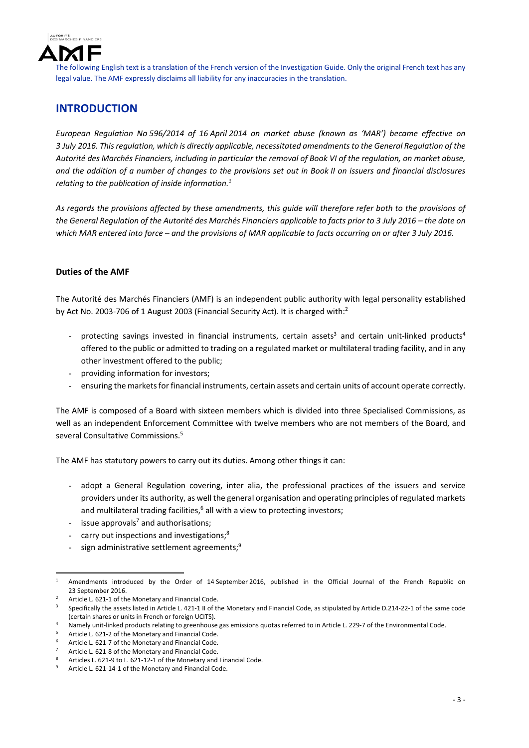The following English text is a translation of the French version of the Investigation Guide. Only the original French text has any legal value. The AMF expressly disclaims all liability for any inaccuracies in the translation.

## INTRODUCTION

*European Regulation No 596/2014 of 16 April 2014 on market abuse (known as 'MAR') became effective on 3 July 2016. This regulation, which is directly applicable, necessitated amendments to the General Regulation of the Autorité des Marchés Financiers, including in particular the removal of Book VI of the regulation, on market abuse, and the addition of a number of changes to the provisions set out in Book II on issuers and financial disclosures relating to the publication of inside information.*[1]

*As regards the provisions affected by these amendments, this guide will therefore refer both to the provisions of the General Regulation of the Autorité des Marchés Financiers applicable to facts prior to 3 July 2016 – the date on which MAR entered into force – and the provisions of MAR applicable to facts occurring on or after 3 July 2016.*

### Duties of the AMF

The Autorité des Marchés Financiers (AMF) is an independent public authority with legal personality established by Act No. 2003-706 of 1 August 2003 (Financial Security Act). It is charged with:[2]

- protecting savings invested in financial instruments, certain assets[3] and certain unit-linked products[4] offered to the public or admitted to trading on a regulated market or multilateral trading facility, and in any other investment offered to the public;
- providing information for investors;
- ensuring the markets for financial instruments, certain assets and certain units of account operate correctly.

The AMF is composed of a Board with sixteen members which is divided into three Specialised Commissions, as well as an independent Enforcement Committee with twelve members who are not members of the Board, and several Consultative Commissions.[5]

The AMF has statutory powers to carry out its duties. Among other things it can:

- adopt a General Regulation covering, inter alia, the professional practices of the issuers and service providers under its authority, as well the general organisation and operating principles of regulated markets and multilateral trading facilities,[6] all with a view to protecting investors;
- issue approvals[7] and authorisations;
- carry out inspections and investigations;[8]
- sign administrative settlement agreements;[9]

---

[1] Amendments introduced by the Order of 14 September 2016, published in the Official Journal of the French Republic on 23 September 2016.

[2] Article L. 621-1 of the Monetary and Financial Code.

[3] Specifically the assets listed in Article L. 421-1 II of the Monetary and Financial Code, as stipulated by Article D.214-22-1 of the same code (certain shares or units in French or foreign UCITS).

[4] Namely unit-linked products relating to greenhouse gas emissions quotas referred to in Article L. 229-7 of the Environmental Code.

[5] Article L. 621-2 of the Monetary and Financial Code.

[6] Article L. 621-7 of the Monetary and Financial Code.

[7] Article L. 621-8 of the Monetary and Financial Code.

[8] Articles L. 621-9 to L. 621-12-1 of the Monetary and Financial Code.

[9] Article L. 621-14-1 of the Monetary and Financial Code.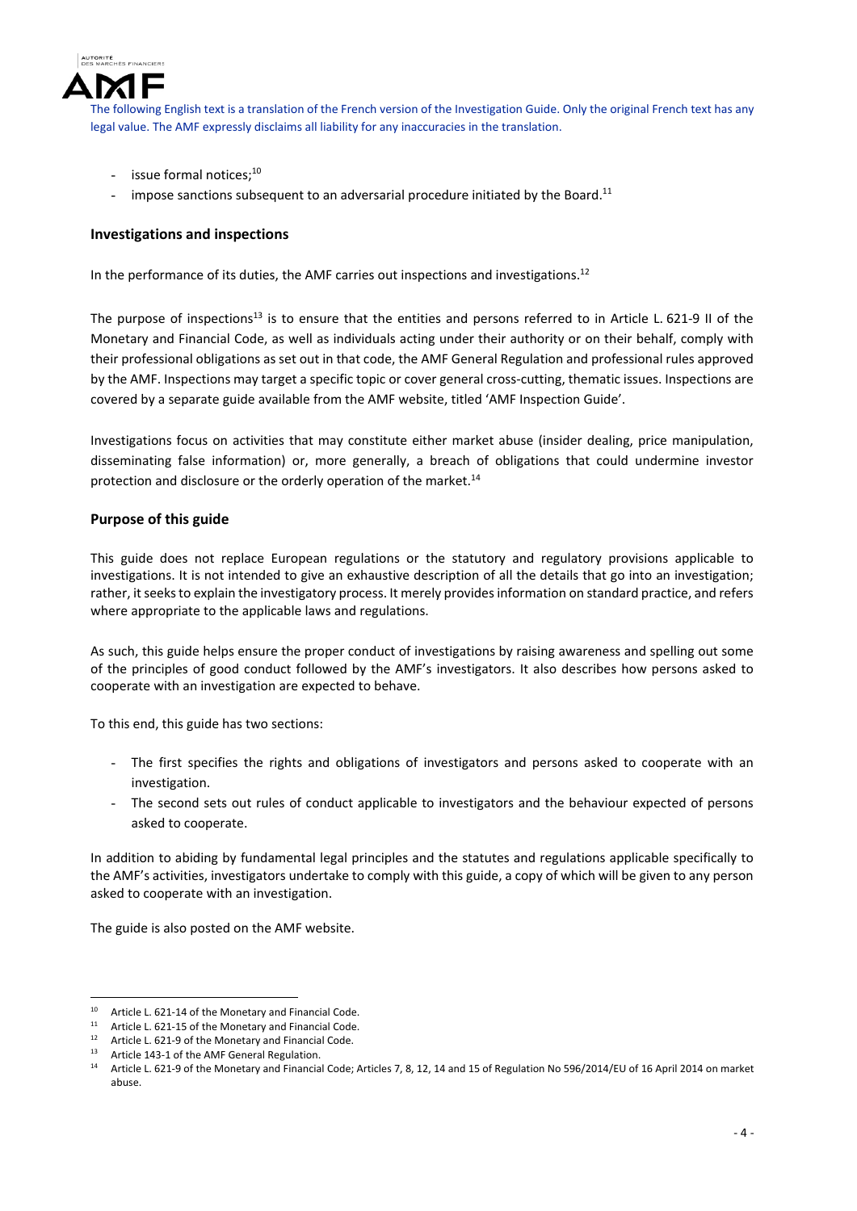The following English text is a translation of the French version of the Investigation Guide. Only the original French text has any legal value. The AMF expressly disclaims all liability for any inaccuracies in the translation.

- issue formal notices;[10]
- impose sanctions subsequent to an adversarial procedure initiated by the Board.[11]

### Investigations and inspections

In the performance of its duties, the AMF carries out inspections and investigations.[12]

The purpose of inspections[13] is to ensure that the entities and persons referred to in Article L. 621-9 II of the Monetary and Financial Code, as well as individuals acting under their authority or on their behalf, comply with their professional obligations as set out in that code, the AMF General Regulation and professional rules approved by the AMF. Inspections may target a specific topic or cover general cross-cutting, thematic issues. Inspections are covered by a separate guide available from the AMF website, titled 'AMF Inspection Guide'.

Investigations focus on activities that may constitute either market abuse (insider dealing, price manipulation, disseminating false information) or, more generally, a breach of obligations that could undermine investor protection and disclosure or the orderly operation of the market.[14]

### Purpose of this guide

This guide does not replace European regulations or the statutory and regulatory provisions applicable to investigations. It is not intended to give an exhaustive description of all the details that go into an investigation; rather, it seeks to explain the investigatory process. It merely provides information on standard practice, and refers where appropriate to the applicable laws and regulations.

As such, this guide helps ensure the proper conduct of investigations by raising awareness and spelling out some of the principles of good conduct followed by the AMF's investigators. It also describes how persons asked to cooperate with an investigation are expected to behave.

To this end, this guide has two sections:

- The first specifies the rights and obligations of investigators and persons asked to cooperate with an investigation.
- The second sets out rules of conduct applicable to investigators and the behaviour expected of persons asked to cooperate.

In addition to abiding by fundamental legal principles and the statutes and regulations applicable specifically to the AMF's activities, investigators undertake to comply with this guide, a copy of which will be given to any person asked to cooperate with an investigation.

The guide is also posted on the AMF website.

---

[10] Article L. 621-14 of the Monetary and Financial Code.

[11] Article L. 621-15 of the Monetary and Financial Code.

[12] Article L. 621-9 of the Monetary and Financial Code.

[13] Article 143-1 of the AMF General Regulation.

[14] Article L. 621-9 of the Monetary and Financial Code; Articles 7, 8, 12, 14 and 15 of Regulation No 596/2014/EU of 16 April 2014 on market abuse.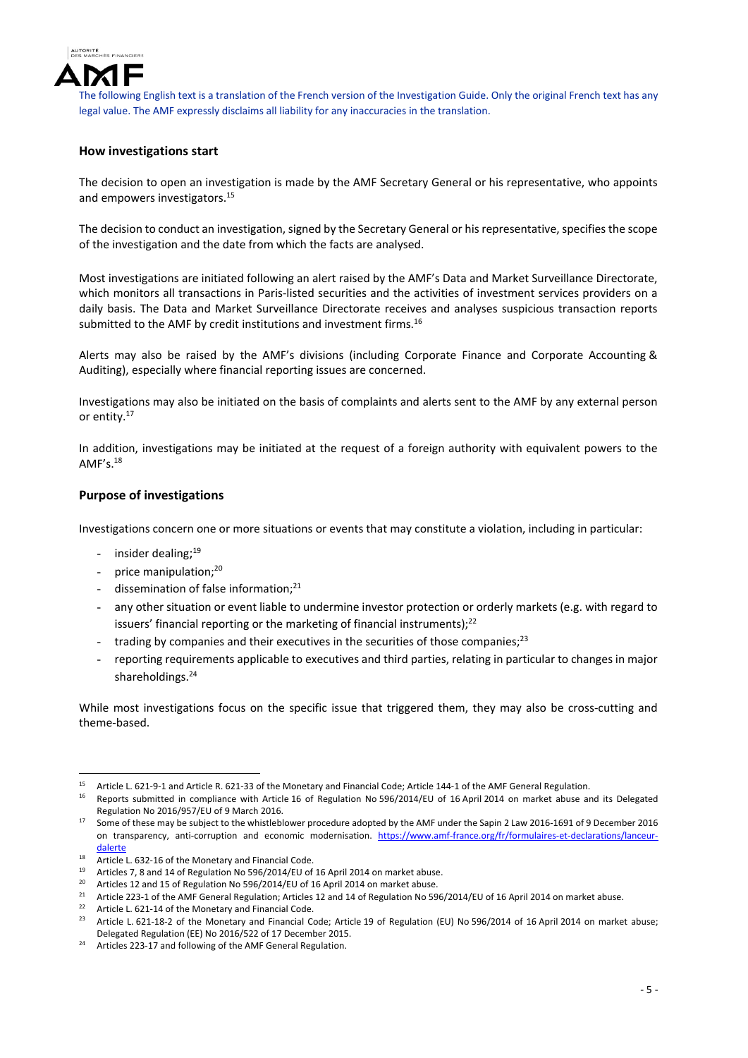The following English text is a translation of the French version of the Investigation Guide. Only the original French text has any legal value. The AMF expressly disclaims all liability for any inaccuracies in the translation.

### How investigations start

The decision to open an investigation is made by the AMF Secretary General or his representative, who appoints and empowers investigators.[15]

The decision to conduct an investigation, signed by the Secretary General or his representative, specifies the scope of the investigation and the date from which the facts are analysed.

Most investigations are initiated following an alert raised by the AMF's Data and Market Surveillance Directorate, which monitors all transactions in Paris-listed securities and the activities of investment services providers on a daily basis. The Data and Market Surveillance Directorate receives and analyses suspicious transaction reports submitted to the AMF by credit institutions and investment firms.[16]

Alerts may also be raised by the AMF's divisions (including Corporate Finance and Corporate Accounting & Auditing), especially where financial reporting issues are concerned.

Investigations may also be initiated on the basis of complaints and alerts sent to the AMF by any external person or entity.[17]

In addition, investigations may be initiated at the request of a foreign authority with equivalent powers to the AMF's.[18]

### Purpose of investigations

Investigations concern one or more situations or events that may constitute a violation, including in particular:

- insider dealing;[19]
- price manipulation;[20]
- dissemination of false information;[21]
- any other situation or event liable to undermine investor protection or orderly markets (e.g. with regard to issuers' financial reporting or the marketing of financial instruments);[22]
- trading by companies and their executives in the securities of those companies;[23]
- reporting requirements applicable to executives and third parties, relating in particular to changes in major shareholdings.[24]

While most investigations focus on the specific issue that triggered them, they may also be cross-cutting and theme-based.

---

[15] Article L. 621-9-1 and Article R. 621-33 of the Monetary and Financial Code; Article 144-1 of the AMF General Regulation.

[16] Reports submitted in compliance with Article 16 of Regulation No 596/2014/EU of 16 April 2014 on market abuse and its Delegated Regulation No 2016/957/EU of 9 March 2016.

[17] Some of these may be subject to the whistleblower procedure adopted by the AMF under the Sapin 2 Law 2016-1691 of 9 December 2016 on transparency, anti-corruption and economic modernisation. https://www.amf-france.org/fr/formulaires-et-declarations/lanceur-dalerte

[18] Article L. 632-16 of the Monetary and Financial Code.

[19] Articles 7, 8 and 14 of Regulation No 596/2014/EU of 16 April 2014 on market abuse.

[20] Articles 12 and 15 of Regulation No 596/2014/EU of 16 April 2014 on market abuse.

[21] Article 223-1 of the AMF General Regulation; Articles 12 and 14 of Regulation No 596/2014/EU of 16 April 2014 on market abuse.

[22] Article L. 621-14 of the Monetary and Financial Code.

[23] Article L. 621-18-2 of the Monetary and Financial Code; Article 19 of Regulation (EU) No 596/2014 of 16 April 2014 on market abuse; Delegated Regulation (EE) No 2016/522 of 17 December 2015.

[24] Articles 223-17 and following of the AMF General Regulation.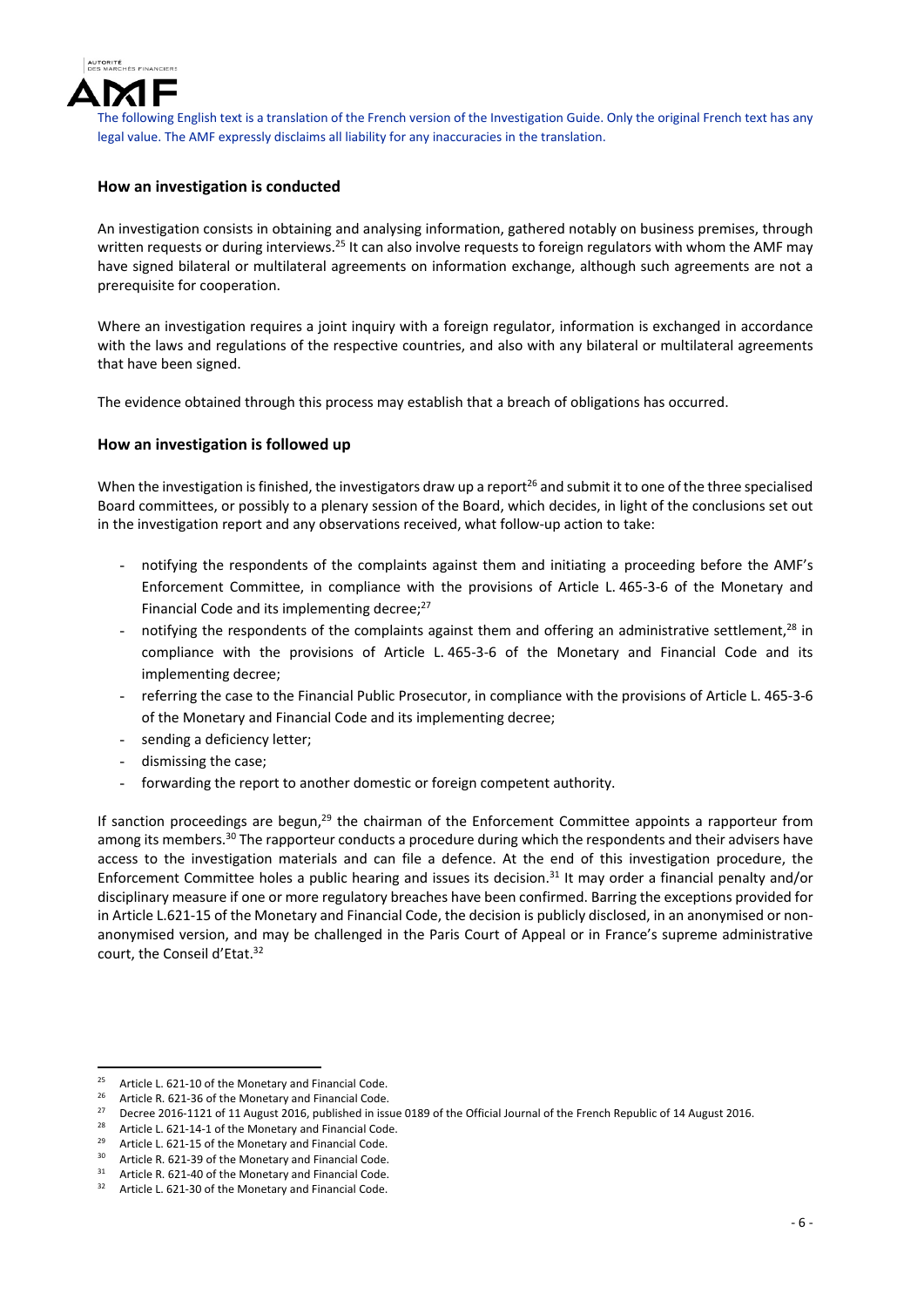The following English text is a translation of the French version of the Investigation Guide. Only the original French text has any legal value. The AMF expressly disclaims all liability for any inaccuracies in the translation.

### How an investigation is conducted

An investigation consists in obtaining and analysing information, gathered notably on business premises, through written requests or during interviews.[25] It can also involve requests to foreign regulators with whom the AMF may have signed bilateral or multilateral agreements on information exchange, although such agreements are not a prerequisite for cooperation.

Where an investigation requires a joint inquiry with a foreign regulator, information is exchanged in accordance with the laws and regulations of the respective countries, and also with any bilateral or multilateral agreements that have been signed.

The evidence obtained through this process may establish that a breach of obligations has occurred.

### How an investigation is followed up

When the investigation is finished, the investigators draw up a report[26] and submit it to one of the three specialised Board committees, or possibly to a plenary session of the Board, which decides, in light of the conclusions set out in the investigation report and any observations received, what follow-up action to take:

- notifying the respondents of the complaints against them and initiating a proceeding before the AMF's Enforcement Committee, in compliance with the provisions of Article L. 465-3-6 of the Monetary and Financial Code and its implementing decree;[27]
- notifying the respondents of the complaints against them and offering an administrative settlement,[28] in compliance with the provisions of Article L. 465-3-6 of the Monetary and Financial Code and its implementing decree;
- referring the case to the Financial Public Prosecutor, in compliance with the provisions of Article L. 465-3-6 of the Monetary and Financial Code and its implementing decree;
- sending a deficiency letter;
- dismissing the case;
- forwarding the report to another domestic or foreign competent authority.

If sanction proceedings are begun,[29] the chairman of the Enforcement Committee appoints a rapporteur from among its members.[30] The rapporteur conducts a procedure during which the respondents and their advisers have access to the investigation materials and can file a defence. At the end of this investigation procedure, the Enforcement Committee holes a public hearing and issues its decision.[31] It may order a financial penalty and/or disciplinary measure if one or more regulatory breaches have been confirmed. Barring the exceptions provided for in Article L.621-15 of the Monetary and Financial Code, the decision is publicly disclosed, in an anonymised or non-anonymised version, and may be challenged in the Paris Court of Appeal or in France's supreme administrative court, the Conseil d'Etat.[32]

---

[25] Article L. 621-10 of the Monetary and Financial Code.
[26] Article R. 621-36 of the Monetary and Financial Code.
[27] Decree 2016-1121 of 11 August 2016, published in issue 0189 of the Official Journal of the French Republic of 14 August 2016.
[28] Article L. 621-14-1 of the Monetary and Financial Code.
[29] Article L. 621-15 of the Monetary and Financial Code.
[30] Article R. 621-39 of the Monetary and Financial Code.
[31] Article R. 621-40 of the Monetary and Financial Code.
[32] Article L. 621-30 of the Monetary and Financial Code.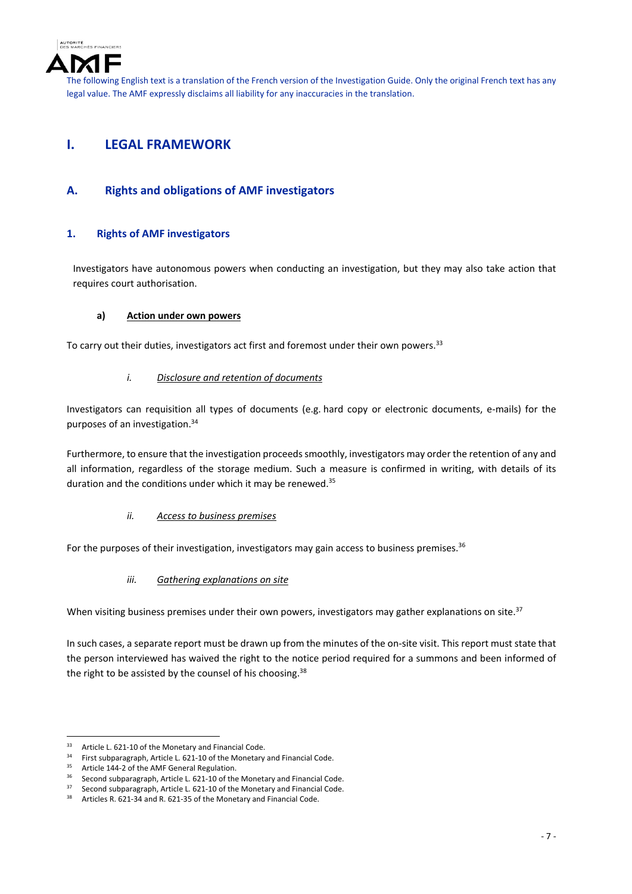The following English text is a translation of the French version of the Investigation Guide. Only the original French text has any legal value. The AMF expressly disclaims all liability for any inaccuracies in the translation.

# I. LEGAL FRAMEWORK

## A. Rights and obligations of AMF investigators

### 1. Rights of AMF investigators

Investigators have autonomous powers when conducting an investigation, but they may also take action that requires court authorisation.

#### a) <u>Action under own powers</u>

To carry out their duties, investigators act first and foremost under their own powers.[33]

##### *i. Disclosure and retention of documents*

Investigators can requisition all types of documents (e.g. hard copy or electronic documents, e-mails) for the purposes of an investigation.[34]

Furthermore, to ensure that the investigation proceeds smoothly, investigators may order the retention of any and all information, regardless of the storage medium. Such a measure is confirmed in writing, with details of its duration and the conditions under which it may be renewed.[35]

##### *ii. Access to business premises*

For the purposes of their investigation, investigators may gain access to business premises.[36]

##### *iii. Gathering explanations on site*

When visiting business premises under their own powers, investigators may gather explanations on site.[37]

In such cases, a separate report must be drawn up from the minutes of the on-site visit. This report must state that the person interviewed has waived the right to the notice period required for a summons and been informed of the right to be assisted by the counsel of his choosing.[38]

---

[33] Article L. 621-10 of the Monetary and Financial Code.
[34] First subparagraph, Article L. 621-10 of the Monetary and Financial Code.
[35] Article 144-2 of the AMF General Regulation.
[36] Second subparagraph, Article L. 621-10 of the Monetary and Financial Code.
[37] Second subparagraph, Article L. 621-10 of the Monetary and Financial Code.
[38] Articles R. 621-34 and R. 621-35 of the Monetary and Financial Code.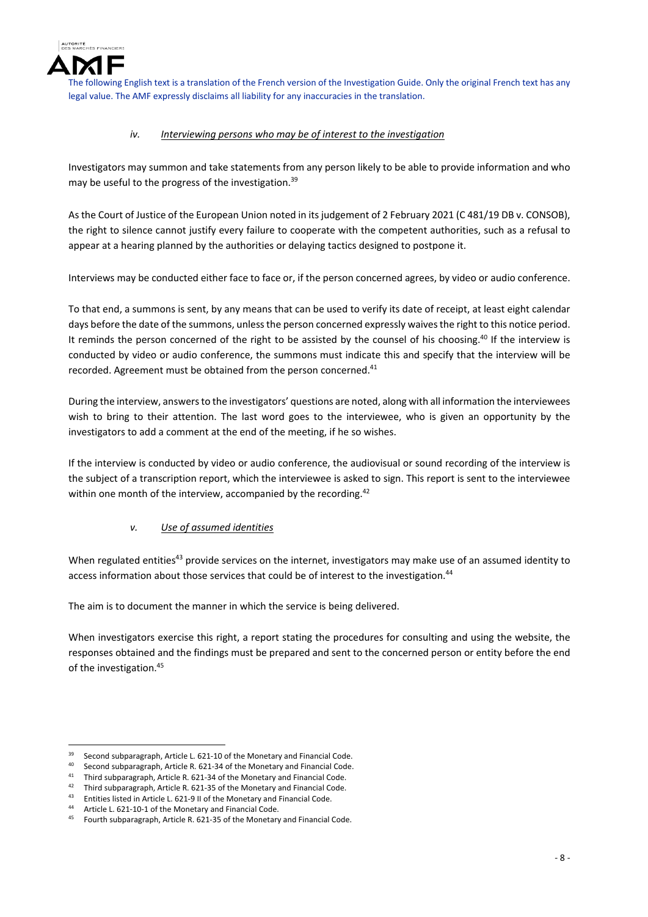The following English text is a translation of the French version of the Investigation Guide. Only the original French text has any legal value. The AMF expressly disclaims all liability for any inaccuracies in the translation.

#### *iv. Interviewing persons who may be of interest to the investigation*

Investigators may summon and take statements from any person likely to be able to provide information and who may be useful to the progress of the investigation.[39]

As the Court of Justice of the European Union noted in its judgement of 2 February 2021 (C 481/19 DB v. CONSOB), the right to silence cannot justify every failure to cooperate with the competent authorities, such as a refusal to appear at a hearing planned by the authorities or delaying tactics designed to postpone it.

Interviews may be conducted either face to face or, if the person concerned agrees, by video or audio conference.

To that end, a summons is sent, by any means that can be used to verify its date of receipt, at least eight calendar days before the date of the summons, unless the person concerned expressly waives the right to this notice period. It reminds the person concerned of the right to be assisted by the counsel of his choosing.[40] If the interview is conducted by video or audio conference, the summons must indicate this and specify that the interview will be recorded. Agreement must be obtained from the person concerned.[41]

During the interview, answers to the investigators' questions are noted, along with all information the interviewees wish to bring to their attention. The last word goes to the interviewee, who is given an opportunity by the investigators to add a comment at the end of the meeting, if he so wishes.

If the interview is conducted by video or audio conference, the audiovisual or sound recording of the interview is the subject of a transcription report, which the interviewee is asked to sign. This report is sent to the interviewee within one month of the interview, accompanied by the recording.[42]

#### *v. Use of assumed identities*

When regulated entities[43] provide services on the internet, investigators may make use of an assumed identity to access information about those services that could be of interest to the investigation.[44]

The aim is to document the manner in which the service is being delivered.

When investigators exercise this right, a report stating the procedures for consulting and using the website, the responses obtained and the findings must be prepared and sent to the concerned person or entity before the end of the investigation.[45]

---

[39] Second subparagraph, Article L. 621-10 of the Monetary and Financial Code.

[40] Second subparagraph, Article R. 621-34 of the Monetary and Financial Code.

[41] Third subparagraph, Article R. 621-34 of the Monetary and Financial Code.

[42] Third subparagraph, Article R. 621-35 of the Monetary and Financial Code.

[43] Entities listed in Article L. 621-9 II of the Monetary and Financial Code.

[44] Article L. 621-10-1 of the Monetary and Financial Code.

[45] Fourth subparagraph, Article R. 621-35 of the Monetary and Financial Code.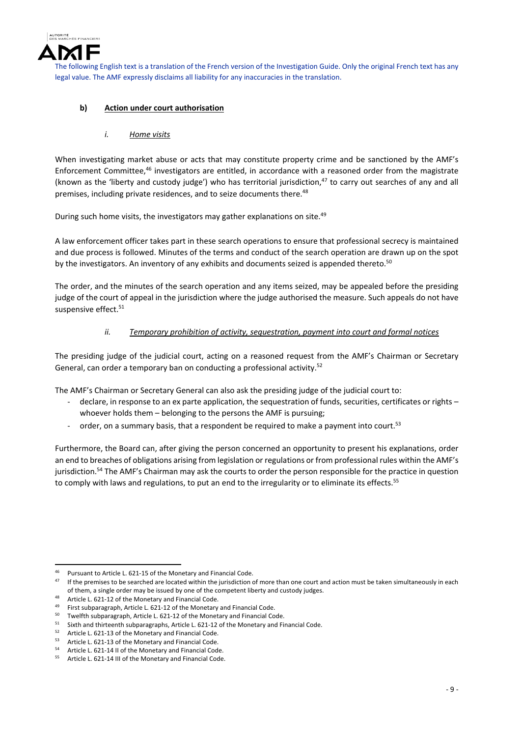The following English text is a translation of the French version of the Investigation Guide. Only the original French text has any legal value. The AMF expressly disclaims all liability for any inaccuracies in the translation.

### b) **Action under court authorisation**

#### i. *Home visits*

When investigating market abuse or acts that may constitute property crime and be sanctioned by the AMF's Enforcement Committee,[46] investigators are entitled, in accordance with a reasoned order from the magistrate (known as the 'liberty and custody judge') who has territorial jurisdiction,[47] to carry out searches of any and all premises, including private residences, and to seize documents there.[48]

During such home visits, the investigators may gather explanations on site.[49]

A law enforcement officer takes part in these search operations to ensure that professional secrecy is maintained and due process is followed. Minutes of the terms and conduct of the search operation are drawn up on the spot by the investigators. An inventory of any exhibits and documents seized is appended thereto.[50]

The order, and the minutes of the search operation and any items seized, may be appealed before the presiding judge of the court of appeal in the jurisdiction where the judge authorised the measure. Such appeals do not have suspensive effect.[51]

#### ii. *Temporary prohibition of activity, sequestration, payment into court and formal notices*

The presiding judge of the judicial court, acting on a reasoned request from the AMF's Chairman or Secretary General, can order a temporary ban on conducting a professional activity.[52]

The AMF's Chairman or Secretary General can also ask the presiding judge of the judicial court to:

- declare, in response to an ex parte application, the sequestration of funds, securities, certificates or rights – whoever holds them – belonging to the persons the AMF is pursuing;
- order, on a summary basis, that a respondent be required to make a payment into court.[53]

Furthermore, the Board can, after giving the person concerned an opportunity to present his explanations, order an end to breaches of obligations arising from legislation or regulations or from professional rules within the AMF's jurisdiction.[54] The AMF's Chairman may ask the courts to order the person responsible for the practice in question to comply with laws and regulations, to put an end to the irregularity or to eliminate its effects.[55]

---

[46] Pursuant to Article L. 621-15 of the Monetary and Financial Code.

[47] If the premises to be searched are located within the jurisdiction of more than one court and action must be taken simultaneously in each of them, a single order may be issued by one of the competent liberty and custody judges.

[48] Article L. 621-12 of the Monetary and Financial Code.

[49] First subparagraph, Article L. 621-12 of the Monetary and Financial Code.

[50] Twelfth subparagraph, Article L. 621-12 of the Monetary and Financial Code.

[51] Sixth and thirteenth subparagraphs, Article L. 621-12 of the Monetary and Financial Code.

[52] Article L. 621-13 of the Monetary and Financial Code.

[53] Article L. 621-13 of the Monetary and Financial Code.

[54] Article L. 621-14 II of the Monetary and Financial Code.

[55] Article L. 621-14 III of the Monetary and Financial Code.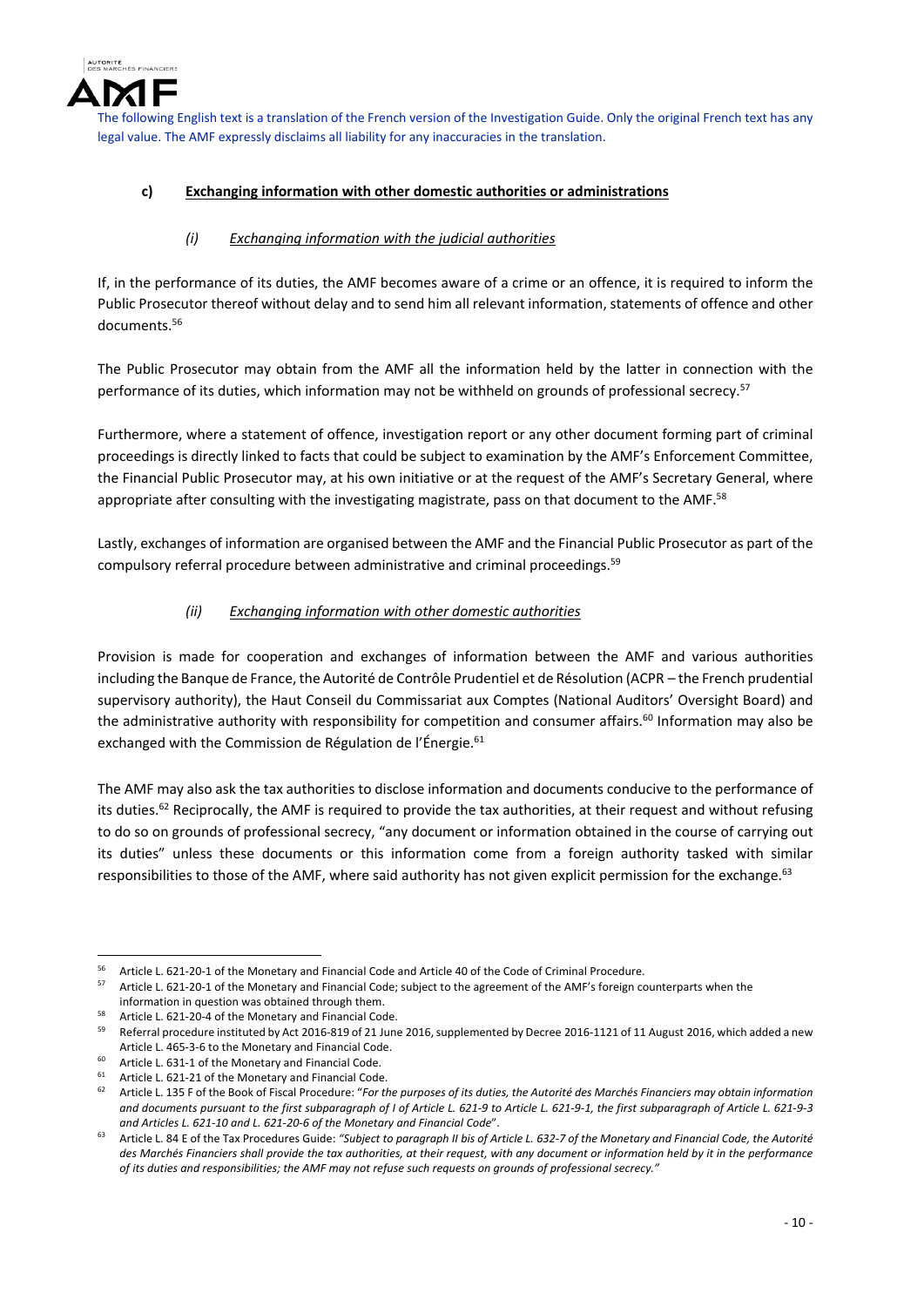The following English text is a translation of the French version of the Investigation Guide. Only the original French text has any legal value. The AMF expressly disclaims all liability for any inaccuracies in the translation.

#### c) Exchanging information with other domestic authorities or administrations

##### *(i) Exchanging information with the judicial authorities*

If, in the performance of its duties, the AMF becomes aware of a crime or an offence, it is required to inform the Public Prosecutor thereof without delay and to send him all relevant information, statements of offence and other documents.[56]

The Public Prosecutor may obtain from the AMF all the information held by the latter in connection with the performance of its duties, which information may not be withheld on grounds of professional secrecy.[57]

Furthermore, where a statement of offence, investigation report or any other document forming part of criminal proceedings is directly linked to facts that could be subject to examination by the AMF's Enforcement Committee, the Financial Public Prosecutor may, at his own initiative or at the request of the AMF's Secretary General, where appropriate after consulting with the investigating magistrate, pass on that document to the AMF.[58]

Lastly, exchanges of information are organised between the AMF and the Financial Public Prosecutor as part of the compulsory referral procedure between administrative and criminal proceedings.[59]

##### *(ii) Exchanging information with other domestic authorities*

Provision is made for cooperation and exchanges of information between the AMF and various authorities including the Banque de France, the Autorité de Contrôle Prudentiel et de Résolution (ACPR – the French prudential supervisory authority), the Haut Conseil du Commissariat aux Comptes (National Auditors' Oversight Board) and the administrative authority with responsibility for competition and consumer affairs.[60] Information may also be exchanged with the Commission de Régulation de l'Énergie.[61]

The AMF may also ask the tax authorities to disclose information and documents conducive to the performance of its duties.[62] Reciprocally, the AMF is required to provide the tax authorities, at their request and without refusing to do so on grounds of professional secrecy, "any document or information obtained in the course of carrying out its duties" unless these documents or this information come from a foreign authority tasked with similar responsibilities to those of the AMF, where said authority has not given explicit permission for the exchange.[63]

---

[56] Article L. 621-20-1 of the Monetary and Financial Code and Article 40 of the Code of Criminal Procedure.

[57] Article L. 621-20-1 of the Monetary and Financial Code; subject to the agreement of the AMF's foreign counterparts when the information in question was obtained through them.

[58] Article L. 621-20-4 of the Monetary and Financial Code.

[59] Referral procedure instituted by Act 2016-819 of 21 June 2016, supplemented by Decree 2016-1121 of 11 August 2016, which added a new Article L. 465-3-6 to the Monetary and Financial Code.

[60] Article L. 631-1 of the Monetary and Financial Code.

[61] Article L. 621-21 of the Monetary and Financial Code.

[62] Article L. 135 F of the Book of Fiscal Procedure: "*For the purposes of its duties, the Autorité des Marchés Financiers may obtain information and documents pursuant to the first subparagraph of I of Article L. 621-9 to Article L. 621-9-1, the first subparagraph of Article L. 621-9-3 and Articles L. 621-10 and L. 621-20-6 of the Monetary and Financial Code*".

[63] Article L. 84 E of the Tax Procedures Guide: *"Subject to paragraph II bis of Article L. 632-7 of the Monetary and Financial Code, the Autorité des Marchés Financiers shall provide the tax authorities, at their request, with any document or information held by it in the performance of its duties and responsibilities; the AMF may not refuse such requests on grounds of professional secrecy."*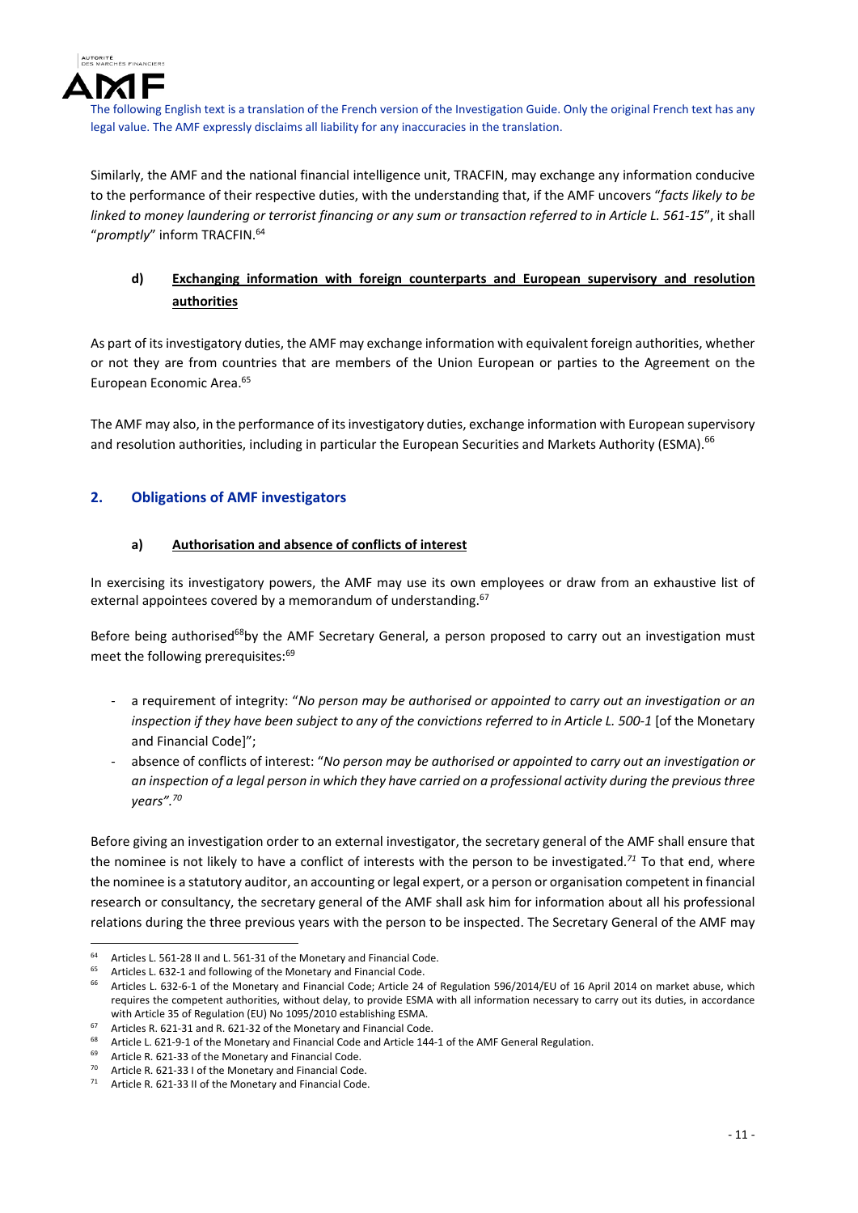The following English text is a translation of the French version of the Investigation Guide. Only the original French text has any legal value. The AMF expressly disclaims all liability for any inaccuracies in the translation.

Similarly, the AMF and the national financial intelligence unit, TRACFIN, may exchange any information conducive to the performance of their respective duties, with the understanding that, if the AMF uncovers "*facts likely to be linked to money laundering or terrorist financing or any sum or transaction referred to in Article L. 561-15*", it shall "*promptly*" inform TRACFIN.[64]

### d) Exchanging information with foreign counterparts and European supervisory and resolution authorities

As part of its investigatory duties, the AMF may exchange information with equivalent foreign authorities, whether or not they are from countries that are members of the Union European or parties to the Agreement on the European Economic Area.[65]

The AMF may also, in the performance of its investigatory duties, exchange information with European supervisory and resolution authorities, including in particular the European Securities and Markets Authority (ESMA).[66]

## 2. Obligations of AMF investigators

### a) Authorisation and absence of conflicts of interest

In exercising its investigatory powers, the AMF may use its own employees or draw from an exhaustive list of external appointees covered by a memorandum of understanding.[67]

Before being authorised[68]by the AMF Secretary General, a person proposed to carry out an investigation must meet the following prerequisites:[69]

- a requirement of integrity: "*No person may be authorised or appointed to carry out an investigation or an inspection if they have been subject to any of the convictions referred to in Article L. 500-1* [of the Monetary and Financial Code]";
- absence of conflicts of interest: "*No person may be authorised or appointed to carry out an investigation or an inspection of a legal person in which they have carried on a professional activity during the previous three years".[70]*

Before giving an investigation order to an external investigator, the secretary general of the AMF shall ensure that the nominee is not likely to have a conflict of interests with the person to be investigated.[71] To that end, where the nominee is a statutory auditor, an accounting or legal expert, or a person or organisation competent in financial research or consultancy, the secretary general of the AMF shall ask him for information about all his professional relations during the three previous years with the person to be inspected. The Secretary General of the AMF may

---

[64] Articles L. 561-28 II and L. 561-31 of the Monetary and Financial Code.

[65] Articles L. 632-1 and following of the Monetary and Financial Code.

[66] Articles L. 632-6-1 of the Monetary and Financial Code; Article 24 of Regulation 596/2014/EU of 16 April 2014 on market abuse, which requires the competent authorities, without delay, to provide ESMA with all information necessary to carry out its duties, in accordance with Article 35 of Regulation (EU) No 1095/2010 establishing ESMA.

[67] Articles R. 621-31 and R. 621-32 of the Monetary and Financial Code.

[68] Article L. 621-9-1 of the Monetary and Financial Code and Article 144-1 of the AMF General Regulation.

[69] Article R. 621-33 of the Monetary and Financial Code.

[70] Article R. 621-33 I of the Monetary and Financial Code.

[71] Article R. 621-33 II of the Monetary and Financial Code.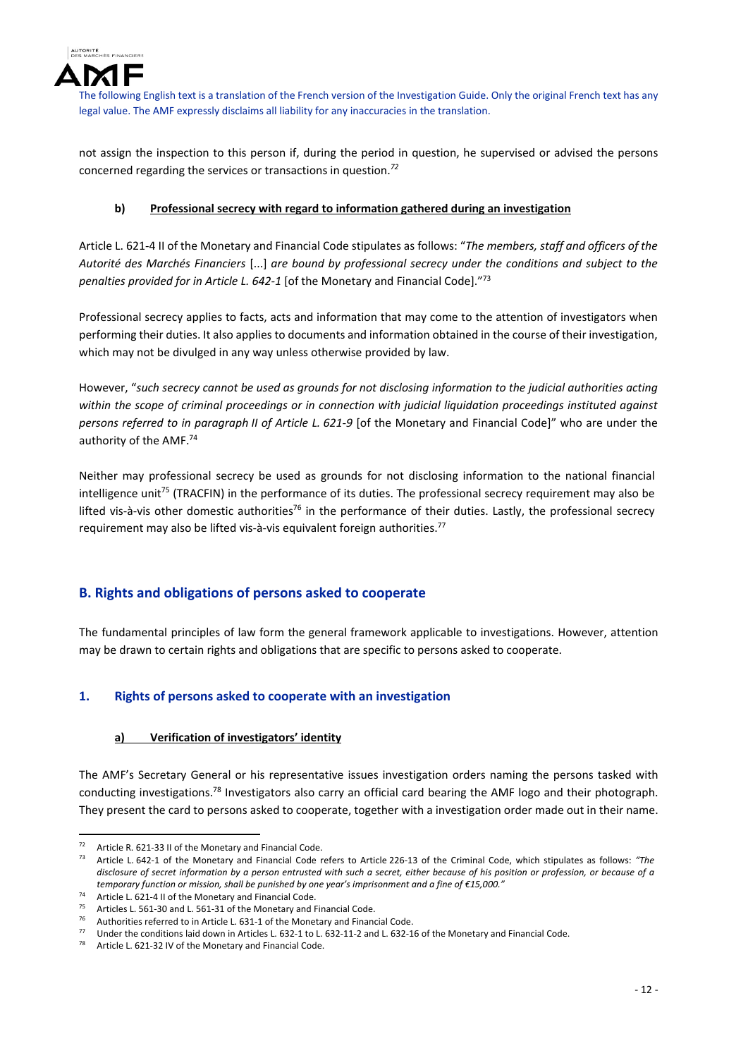not assign the inspection to this person if, during the period in question, he supervised or advised the persons concerned regarding the services or transactions in question.[72]

#### b) Professional secrecy with regard to information gathered during an investigation

Article L. 621-4 II of the Monetary and Financial Code stipulates as follows: "*The members, staff and officers of the Autorité des Marchés Financiers* [...] *are bound by professional secrecy under the conditions and subject to the penalties provided for in Article L. 642-1* [of the Monetary and Financial Code]."[73]

Professional secrecy applies to facts, acts and information that may come to the attention of investigators when performing their duties. It also applies to documents and information obtained in the course of their investigation, which may not be divulged in any way unless otherwise provided by law.

However, "*such secrecy cannot be used as grounds for not disclosing information to the judicial authorities acting within the scope of criminal proceedings or in connection with judicial liquidation proceedings instituted against persons referred to in paragraph II of Article L. 621-9* [of the Monetary and Financial Code]" who are under the authority of the AMF.[74]

Neither may professional secrecy be used as grounds for not disclosing information to the national financial intelligence unit[75] (TRACFIN) in the performance of its duties. The professional secrecy requirement may also be lifted vis-à-vis other domestic authorities[76] in the performance of their duties. Lastly, the professional secrecy requirement may also be lifted vis-à-vis equivalent foreign authorities.[77]

## B. Rights and obligations of persons asked to cooperate

The fundamental principles of law form the general framework applicable to investigations. However, attention may be drawn to certain rights and obligations that are specific to persons asked to cooperate.

### 1. Rights of persons asked to cooperate with an investigation

#### a) Verification of investigators' identity

The AMF's Secretary General or his representative issues investigation orders naming the persons tasked with conducting investigations.[78] Investigators also carry an official card bearing the AMF logo and their photograph. They present the card to persons asked to cooperate, together with a investigation order made out in their name.

---

[72] Article R. 621-33 II of the Monetary and Financial Code.

[73] Article L. 642-1 of the Monetary and Financial Code refers to Article 226-13 of the Criminal Code, which stipulates as follows: *"The disclosure of secret information by a person entrusted with such a secret, either because of his position or profession, or because of a temporary function or mission, shall be punished by one year's imprisonment and a fine of €15,000."*

[74] Article L. 621-4 II of the Monetary and Financial Code.

[75] Articles L. 561-30 and L. 561-31 of the Monetary and Financial Code.

[76] Authorities referred to in Article L. 631-1 of the Monetary and Financial Code.

[77] Under the conditions laid down in Articles L. 632-1 to L. 632-11-2 and L. 632-16 of the Monetary and Financial Code.

[78] Article L. 621-32 IV of the Monetary and Financial Code.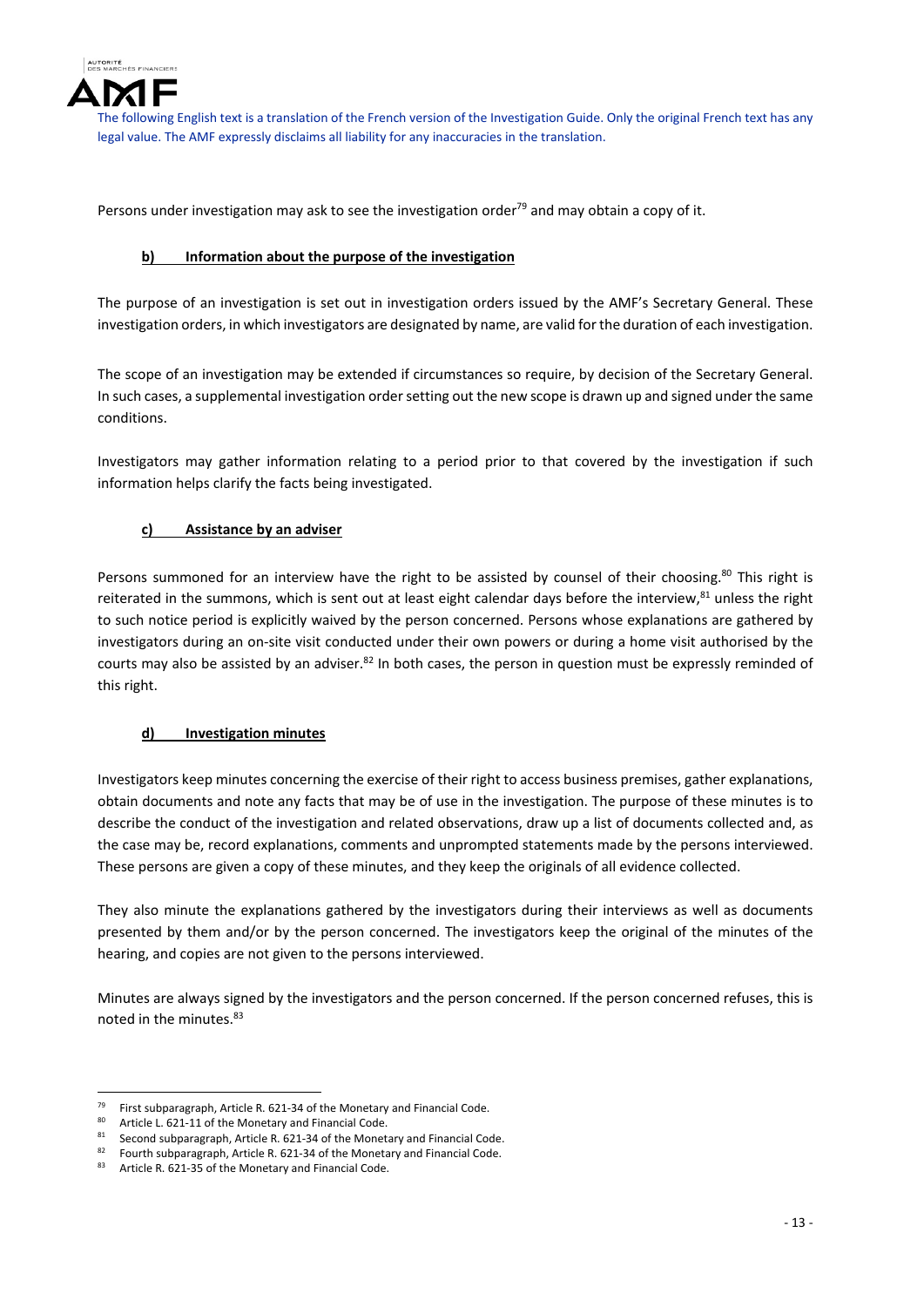The following English text is a translation of the French version of the Investigation Guide. Only the original French text has any legal value. The AMF expressly disclaims all liability for any inaccuracies in the translation.

Persons under investigation may ask to see the investigation order[79] and may obtain a copy of it.

#### b) Information about the purpose of the investigation

The purpose of an investigation is set out in investigation orders issued by the AMF's Secretary General. These investigation orders, in which investigators are designated by name, are valid for the duration of each investigation.

The scope of an investigation may be extended if circumstances so require, by decision of the Secretary General. In such cases, a supplemental investigation order setting out the new scope is drawn up and signed under the same conditions.

Investigators may gather information relating to a period prior to that covered by the investigation if such information helps clarify the facts being investigated.

#### c) Assistance by an adviser

Persons summoned for an interview have the right to be assisted by counsel of their choosing.[80] This right is reiterated in the summons, which is sent out at least eight calendar days before the interview,[81] unless the right to such notice period is explicitly waived by the person concerned. Persons whose explanations are gathered by investigators during an on-site visit conducted under their own powers or during a home visit authorised by the courts may also be assisted by an adviser.[82] In both cases, the person in question must be expressly reminded of this right.

#### d) Investigation minutes

Investigators keep minutes concerning the exercise of their right to access business premises, gather explanations, obtain documents and note any facts that may be of use in the investigation. The purpose of these minutes is to describe the conduct of the investigation and related observations, draw up a list of documents collected and, as the case may be, record explanations, comments and unprompted statements made by the persons interviewed. These persons are given a copy of these minutes, and they keep the originals of all evidence collected.

They also minute the explanations gathered by the investigators during their interviews as well as documents presented by them and/or by the person concerned. The investigators keep the original of the minutes of the hearing, and copies are not given to the persons interviewed.

Minutes are always signed by the investigators and the person concerned. If the person concerned refuses, this is noted in the minutes.[83]

---

[79] First subparagraph, Article R. 621-34 of the Monetary and Financial Code.

[80] Article L. 621-11 of the Monetary and Financial Code.

[81] Second subparagraph, Article R. 621-34 of the Monetary and Financial Code.

[82] Fourth subparagraph, Article R. 621-34 of the Monetary and Financial Code.

[83] Article R. 621-35 of the Monetary and Financial Code.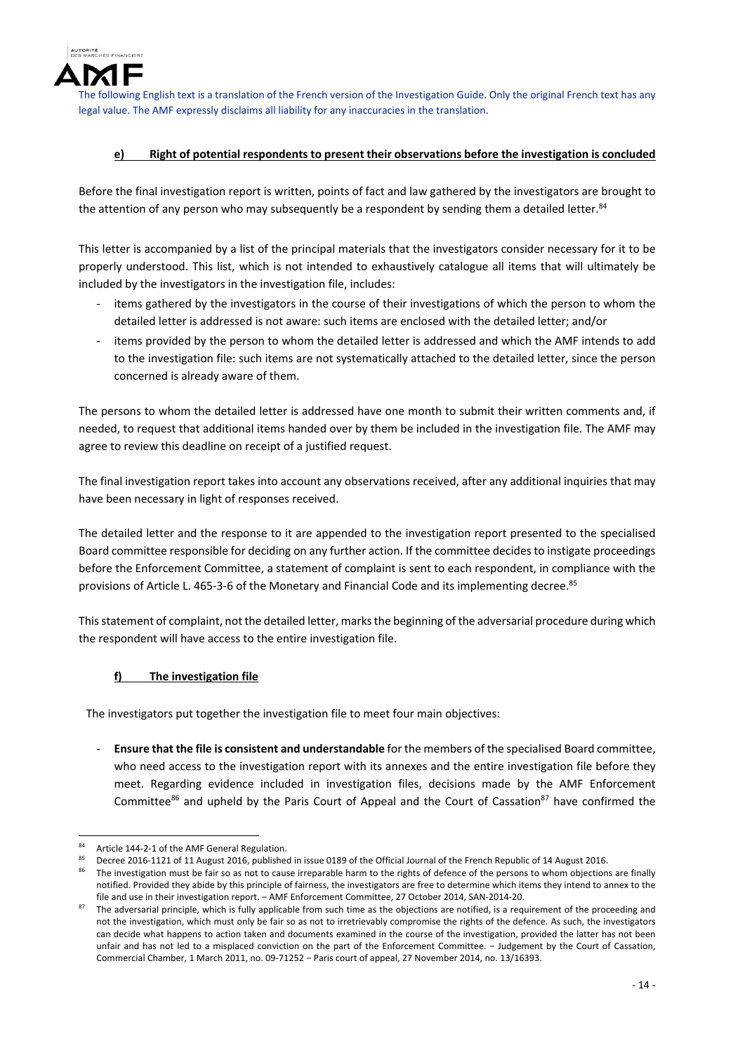The following English text is a translation of the French version of the Investigation Guide. Only the original French text has any legal value. The AMF expressly disclaims all liability for any inaccuracies in the translation.

#### e) Right of potential respondents to present their observations before the investigation is concluded

Before the final investigation report is written, points of fact and law gathered by the investigators are brought to the attention of any person who may subsequently be a respondent by sending them a detailed letter.[84]

This letter is accompanied by a list of the principal materials that the investigators consider necessary for it to be properly understood. This list, which is not intended to exhaustively catalogue all items that will ultimately be included by the investigators in the investigation file, includes:

- items gathered by the investigators in the course of their investigations of which the person to whom the detailed letter is addressed is not aware: such items are enclosed with the detailed letter; and/or
- items provided by the person to whom the detailed letter is addressed and which the AMF intends to add to the investigation file: such items are not systematically attached to the detailed letter, since the person concerned is already aware of them.

The persons to whom the detailed letter is addressed have one month to submit their written comments and, if needed, to request that additional items handed over by them be included in the investigation file. The AMF may agree to review this deadline on receipt of a justified request.

The final investigation report takes into account any observations received, after any additional inquiries that may have been necessary in light of responses received.

The detailed letter and the response to it are appended to the investigation report presented to the specialised Board committee responsible for deciding on any further action. If the committee decides to instigate proceedings before the Enforcement Committee, a statement of complaint is sent to each respondent, in compliance with the provisions of Article L. 465-3-6 of the Monetary and Financial Code and its implementing decree.[85]

This statement of complaint, not the detailed letter, marks the beginning of the adversarial procedure during which the respondent will have access to the entire investigation file.

#### f) The investigation file

The investigators put together the investigation file to meet four main objectives:

- **Ensure that the file is consistent and understandable** for the members of the specialised Board committee, who need access to the investigation report with its annexes and the entire investigation file before they meet. Regarding evidence included in investigation files, decisions made by the AMF Enforcement Committee[86] and upheld by the Paris Court of Appeal and the Court of Cassation[87] have confirmed the

---

[84] Article 144-2-1 of the AMF General Regulation.

[85] Decree 2016-1121 of 11 August 2016, published in issue 0189 of the Official Journal of the French Republic of 14 August 2016.

[86] The investigation must be fair so as not to cause irreparable harm to the rights of defence of the persons to whom objections are finally notified. Provided they abide by this principle of fairness, the investigators are free to determine which items they intend to annex to the file and use in their investigation report. – AMF Enforcement Committee, 27 October 2014, SAN-2014-20.

[87] The adversarial principle, which is fully applicable from such time as the objections are notified, is a requirement of the proceeding and not the investigation, which must only be fair so as not to irretrievably compromise the rights of the defence. As such, the investigators can decide what happens to action taken and documents examined in the course of the investigation, provided the latter has not been unfair and has not led to a misplaced conviction on the part of the Enforcement Committee. − Judgement by the Court of Cassation, Commercial Chamber, 1 March 2011, no. 09-71252 − Paris court of appeal, 27 November 2014, no. 13/16393.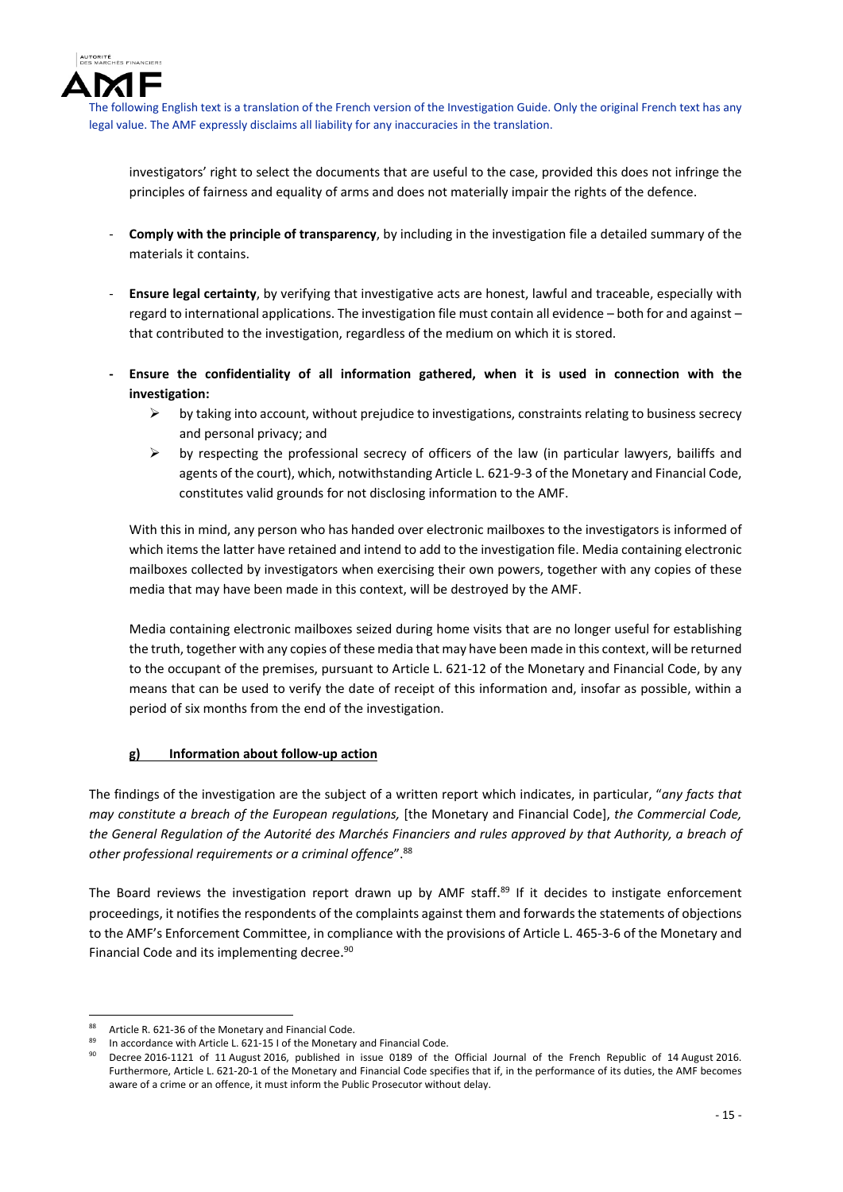investigators' right to select the documents that are useful to the case, provided this does not infringe the principles of fairness and equality of arms and does not materially impair the rights of the defence.

- **Comply with the principle of transparency**, by including in the investigation file a detailed summary of the materials it contains.

- **Ensure legal certainty**, by verifying that investigative acts are honest, lawful and traceable, especially with regard to international applications. The investigation file must contain all evidence – both for and against – that contributed to the investigation, regardless of the medium on which it is stored.

- **Ensure the confidentiality of all information gathered, when it is used in connection with the investigation:**
  - by taking into account, without prejudice to investigations, constraints relating to business secrecy and personal privacy; and
  - by respecting the professional secrecy of officers of the law (in particular lawyers, bailiffs and agents of the court), which, notwithstanding Article L. 621-9-3 of the Monetary and Financial Code, constitutes valid grounds for not disclosing information to the AMF.

With this in mind, any person who has handed over electronic mailboxes to the investigators is informed of which items the latter have retained and intend to add to the investigation file. Media containing electronic mailboxes collected by investigators when exercising their own powers, together with any copies of these media that may have been made in this context, will be destroyed by the AMF.

Media containing electronic mailboxes seized during home visits that are no longer useful for establishing the truth, together with any copies of these media that may have been made in this context, will be returned to the occupant of the premises, pursuant to Article L. 621-12 of the Monetary and Financial Code, by any means that can be used to verify the date of receipt of this information and, insofar as possible, within a period of six months from the end of the investigation.

#### g) Information about follow-up action

The findings of the investigation are the subject of a written report which indicates, in particular, "*any facts that may constitute a breach of the European regulations,* [the Monetary and Financial Code], *the Commercial Code, the General Regulation of the Autorité des Marchés Financiers and rules approved by that Authority, a breach of other professional requirements or a criminal offence*".[88]

The Board reviews the investigation report drawn up by AMF staff.[89] If it decides to instigate enforcement proceedings, it notifies the respondents of the complaints against them and forwards the statements of objections to the AMF's Enforcement Committee, in compliance with the provisions of Article L. 465-3-6 of the Monetary and Financial Code and its implementing decree.[90]

---

[88] Article R. 621-36 of the Monetary and Financial Code.

[89] In accordance with Article L. 621-15 I of the Monetary and Financial Code.

[90] Decree 2016-1121 of 11 August 2016, published in issue 0189 of the Official Journal of the French Republic of 14 August 2016. Furthermore, Article L. 621-20-1 of the Monetary and Financial Code specifies that if, in the performance of its duties, the AMF becomes aware of a crime or an offence, it must inform the Public Prosecutor without delay.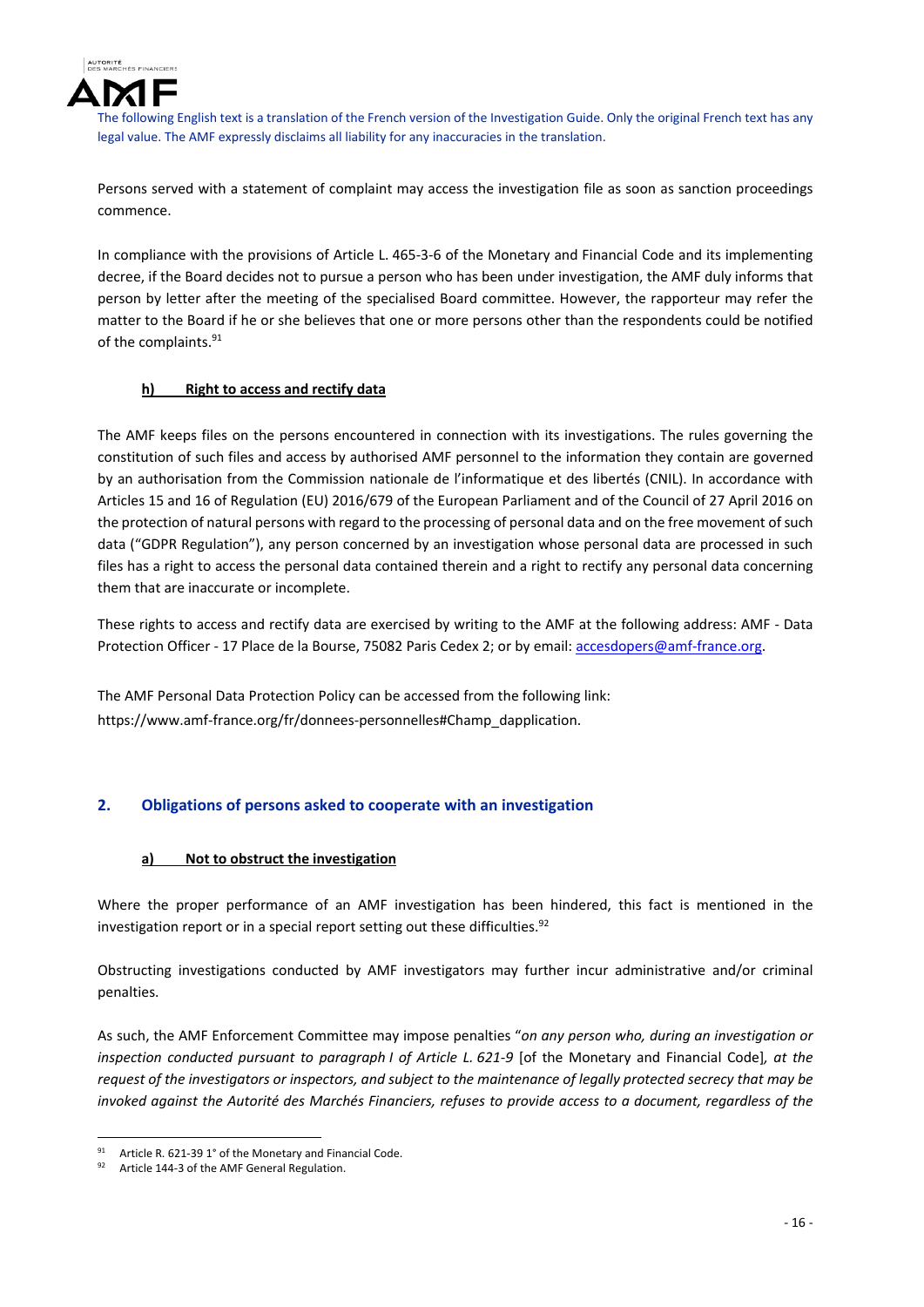Persons served with a statement of complaint may access the investigation file as soon as sanction proceedings commence.

In compliance with the provisions of Article L. 465-3-6 of the Monetary and Financial Code and its implementing decree, if the Board decides not to pursue a person who has been under investigation, the AMF duly informs that person by letter after the meeting of the specialised Board committee. However, the rapporteur may refer the matter to the Board if he or she believes that one or more persons other than the respondents could be notified of the complaints.[91]

#### h) Right to access and rectify data

The AMF keeps files on the persons encountered in connection with its investigations. The rules governing the constitution of such files and access by authorised AMF personnel to the information they contain are governed by an authorisation from the Commission nationale de l'informatique et des libertés (CNIL). In accordance with Articles 15 and 16 of Regulation (EU) 2016/679 of the European Parliament and of the Council of 27 April 2016 on the protection of natural persons with regard to the processing of personal data and on the free movement of such data ("GDPR Regulation"), any person concerned by an investigation whose personal data are processed in such files has a right to access the personal data contained therein and a right to rectify any personal data concerning them that are inaccurate or incomplete.

These rights to access and rectify data are exercised by writing to the AMF at the following address: AMF - Data Protection Officer - 17 Place de la Bourse, 75082 Paris Cedex 2; or by email: accesdopers@amf-france.org.

The AMF Personal Data Protection Policy can be accessed from the following link: https://www.amf-france.org/fr/donnees-personnelles#Champ_dapplication.

### 2. Obligations of persons asked to cooperate with an investigation

#### a) Not to obstruct the investigation

Where the proper performance of an AMF investigation has been hindered, this fact is mentioned in the investigation report or in a special report setting out these difficulties.[92]

Obstructing investigations conducted by AMF investigators may further incur administrative and/or criminal penalties.

As such, the AMF Enforcement Committee may impose penalties "*on any person who, during an investigation or inspection conducted pursuant to paragraph I of Article L. 621-9* [of the Monetary and Financial Code]*, at the request of the investigators or inspectors, and subject to the maintenance of legally protected secrecy that may be invoked against the Autorité des Marchés Financiers, refuses to provide access to a document, regardless of the*

---

[91] Article R. 621-39 1° of the Monetary and Financial Code.

[92] Article 144-3 of the AMF General Regulation.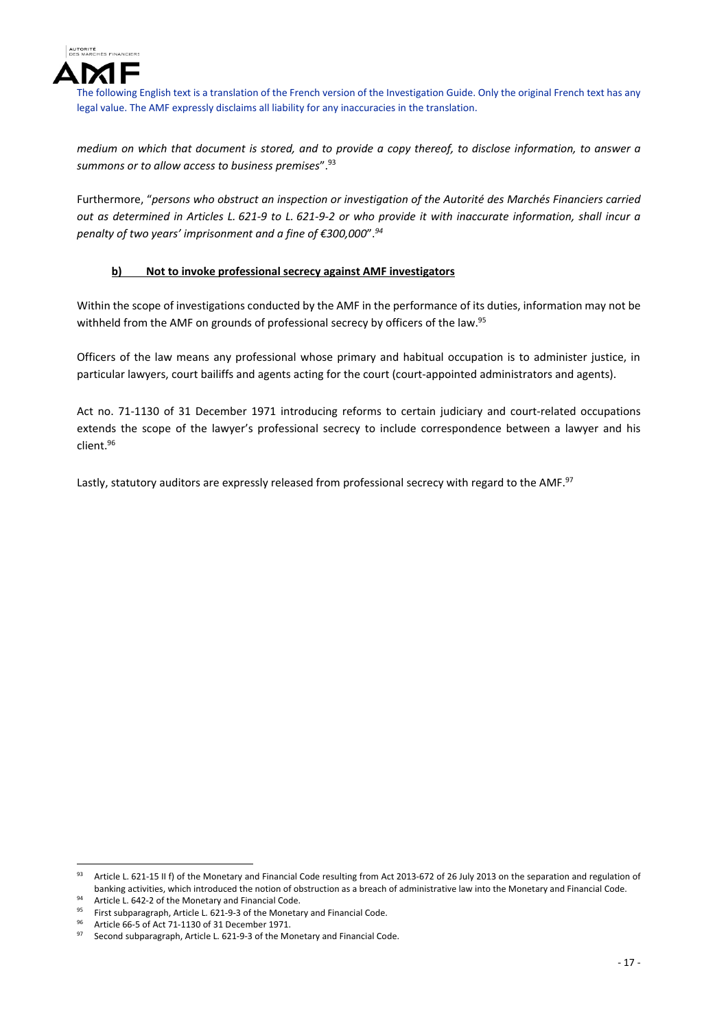The following English text is a translation of the French version of the Investigation Guide. Only the original French text has any legal value. The AMF expressly disclaims all liability for any inaccuracies in the translation.

*medium on which that document is stored, and to provide a copy thereof, to disclose information, to answer a summons or to allow access to business premises*".[93]

Furthermore, "*persons who obstruct an inspection or investigation of the Autorité des Marchés Financiers carried out as determined in Articles L. 621-9 to L. 621-9-2 or who provide it with inaccurate information, shall incur a penalty of two years' imprisonment and a fine of €300,000*".[94]

**b) Not to invoke professional secrecy against AMF investigators**

Within the scope of investigations conducted by the AMF in the performance of its duties, information may not be withheld from the AMF on grounds of professional secrecy by officers of the law.[95]

Officers of the law means any professional whose primary and habitual occupation is to administer justice, in particular lawyers, court bailiffs and agents acting for the court (court-appointed administrators and agents).

Act no. 71-1130 of 31 December 1971 introducing reforms to certain judiciary and court-related occupations extends the scope of the lawyer's professional secrecy to include correspondence between a lawyer and his client.[96]

Lastly, statutory auditors are expressly released from professional secrecy with regard to the AMF.[97]

---

[93] Article L. 621-15 II f) of the Monetary and Financial Code resulting from Act 2013-672 of 26 July 2013 on the separation and regulation of banking activities, which introduced the notion of obstruction as a breach of administrative law into the Monetary and Financial Code.

[94] Article L. 642-2 of the Monetary and Financial Code.

[95] First subparagraph, Article L. 621-9-3 of the Monetary and Financial Code.

[96] Article 66-5 of Act 71-1130 of 31 December 1971.

[97] Second subparagraph, Article L. 621-9-3 of the Monetary and Financial Code.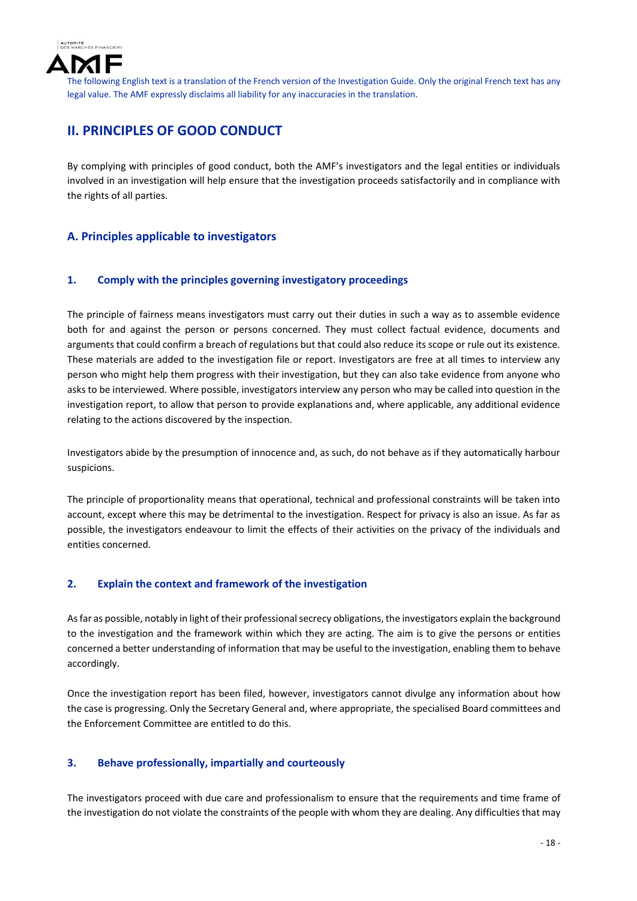The following English text is a translation of the French version of the Investigation Guide. Only the original French text has any legal value. The AMF expressly disclaims all liability for any inaccuracies in the translation.

## II. PRINCIPLES OF GOOD CONDUCT

By complying with principles of good conduct, both the AMF's investigators and the legal entities or individuals involved in an investigation will help ensure that the investigation proceeds satisfactorily and in compliance with the rights of all parties.

### A. Principles applicable to investigators

#### 1. Comply with the principles governing investigatory proceedings

The principle of fairness means investigators must carry out their duties in such a way as to assemble evidence both for and against the person or persons concerned. They must collect factual evidence, documents and arguments that could confirm a breach of regulations but that could also reduce its scope or rule out its existence. These materials are added to the investigation file or report. Investigators are free at all times to interview any person who might help them progress with their investigation, but they can also take evidence from anyone who asks to be interviewed. Where possible, investigators interview any person who may be called into question in the investigation report, to allow that person to provide explanations and, where applicable, any additional evidence relating to the actions discovered by the inspection.

Investigators abide by the presumption of innocence and, as such, do not behave as if they automatically harbour suspicions.

The principle of proportionality means that operational, technical and professional constraints will be taken into account, except where this may be detrimental to the investigation. Respect for privacy is also an issue. As far as possible, the investigators endeavour to limit the effects of their activities on the privacy of the individuals and entities concerned.

#### 2. Explain the context and framework of the investigation

As far as possible, notably in light of their professional secrecy obligations, the investigators explain the background to the investigation and the framework within which they are acting. The aim is to give the persons or entities concerned a better understanding of information that may be useful to the investigation, enabling them to behave accordingly.

Once the investigation report has been filed, however, investigators cannot divulge any information about how the case is progressing. Only the Secretary General and, where appropriate, the specialised Board committees and the Enforcement Committee are entitled to do this.

#### 3. Behave professionally, impartially and courteously

The investigators proceed with due care and professionalism to ensure that the requirements and time frame of the investigation do not violate the constraints of the people with whom they are dealing. Any difficulties that may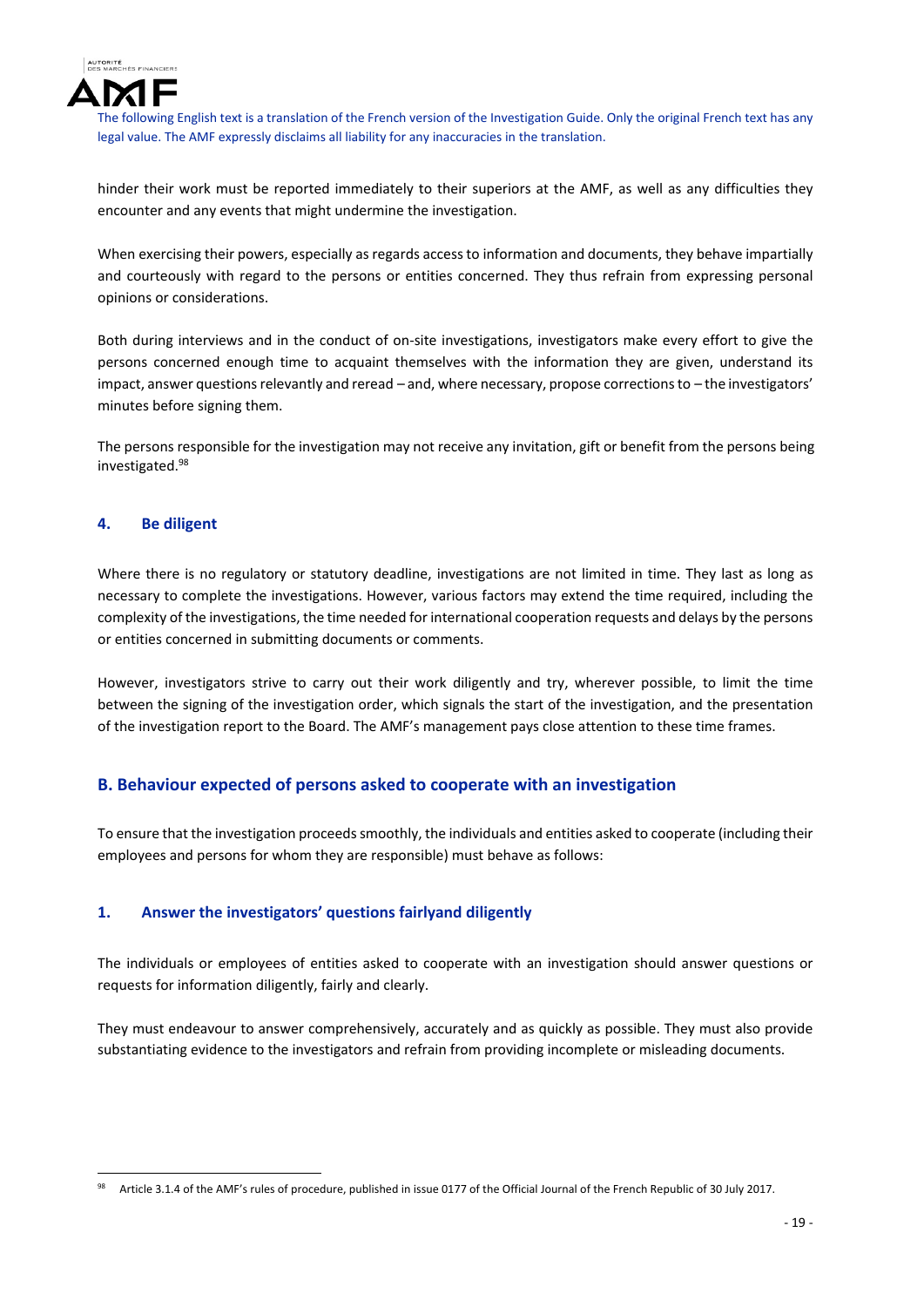The following English text is a translation of the French version of the Investigation Guide. Only the original French text has any legal value. The AMF expressly disclaims all liability for any inaccuracies in the translation.

hinder their work must be reported immediately to their superiors at the AMF, as well as any difficulties they encounter and any events that might undermine the investigation.

When exercising their powers, especially as regards access to information and documents, they behave impartially and courteously with regard to the persons or entities concerned. They thus refrain from expressing personal opinions or considerations.

Both during interviews and in the conduct of on-site investigations, investigators make every effort to give the persons concerned enough time to acquaint themselves with the information they are given, understand its impact, answer questions relevantly and reread – and, where necessary, propose corrections to – the investigators' minutes before signing them.

The persons responsible for the investigation may not receive any invitation, gift or benefit from the persons being investigated.[98]

#### 4. Be diligent

Where there is no regulatory or statutory deadline, investigations are not limited in time. They last as long as necessary to complete the investigations. However, various factors may extend the time required, including the complexity of the investigations, the time needed for international cooperation requests and delays by the persons or entities concerned in submitting documents or comments.

However, investigators strive to carry out their work diligently and try, wherever possible, to limit the time between the signing of the investigation order, which signals the start of the investigation, and the presentation of the investigation report to the Board. The AMF's management pays close attention to these time frames.

### B. Behaviour expected of persons asked to cooperate with an investigation

To ensure that the investigation proceeds smoothly, the individuals and entities asked to cooperate (including their employees and persons for whom they are responsible) must behave as follows:

#### 1. Answer the investigators' questions fairlyand diligently

The individuals or employees of entities asked to cooperate with an investigation should answer questions or requests for information diligently, fairly and clearly.

They must endeavour to answer comprehensively, accurately and as quickly as possible. They must also provide substantiating evidence to the investigators and refrain from providing incomplete or misleading documents.

[98] Article 3.1.4 of the AMF's rules of procedure, published in issue 0177 of the Official Journal of the French Republic of 30 July 2017.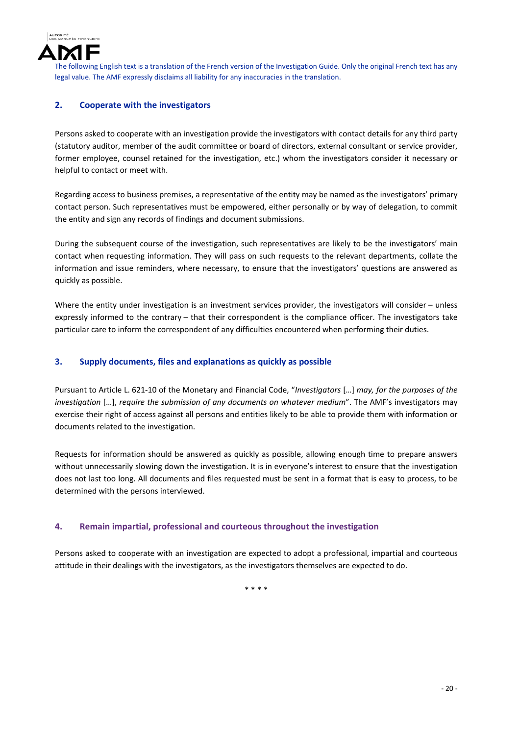The following English text is a translation of the French version of the Investigation Guide. Only the original French text has any legal value. The AMF expressly disclaims all liability for any inaccuracies in the translation.

### 2. Cooperate with the investigators

Persons asked to cooperate with an investigation provide the investigators with contact details for any third party (statutory auditor, member of the audit committee or board of directors, external consultant or service provider, former employee, counsel retained for the investigation, etc.) whom the investigators consider it necessary or helpful to contact or meet with.

Regarding access to business premises, a representative of the entity may be named as the investigators' primary contact person. Such representatives must be empowered, either personally or by way of delegation, to commit the entity and sign any records of findings and document submissions.

During the subsequent course of the investigation, such representatives are likely to be the investigators' main contact when requesting information. They will pass on such requests to the relevant departments, collate the information and issue reminders, where necessary, to ensure that the investigators' questions are answered as quickly as possible.

Where the entity under investigation is an investment services provider, the investigators will consider – unless expressly informed to the contrary – that their correspondent is the compliance officer. The investigators take particular care to inform the correspondent of any difficulties encountered when performing their duties.

### 3. Supply documents, files and explanations as quickly as possible

Pursuant to Article L. 621-10 of the Monetary and Financial Code, "*Investigators* […] *may, for the purposes of the investigation* […], *require the submission of any documents on whatever medium*". The AMF's investigators may exercise their right of access against all persons and entities likely to be able to provide them with information or documents related to the investigation.

Requests for information should be answered as quickly as possible, allowing enough time to prepare answers without unnecessarily slowing down the investigation. It is in everyone's interest to ensure that the investigation does not last too long. All documents and files requested must be sent in a format that is easy to process, to be determined with the persons interviewed.

### 4. Remain impartial, professional and courteous throughout the investigation

Persons asked to cooperate with an investigation are expected to adopt a professional, impartial and courteous attitude in their dealings with the investigators, as the investigators themselves are expected to do.

\* \* \* \*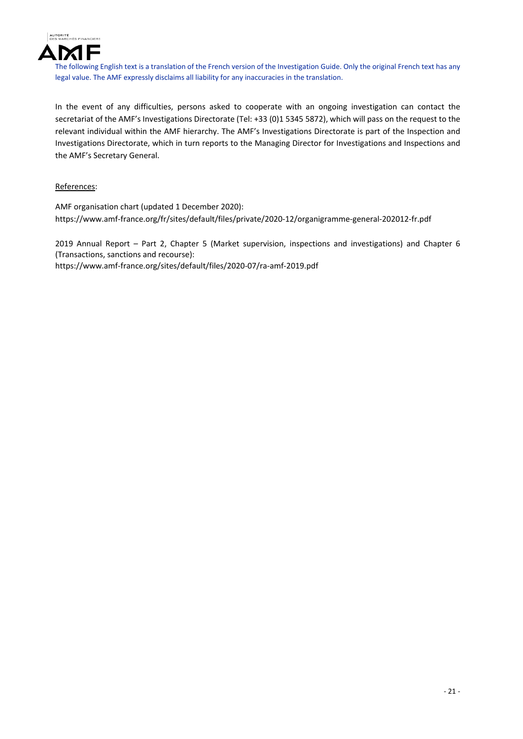The following English text is a translation of the French version of the Investigation Guide. Only the original French text has any legal value. The AMF expressly disclaims all liability for any inaccuracies in the translation.

In the event of any difficulties, persons asked to cooperate with an ongoing investigation can contact the secretariat of the AMF's Investigations Directorate (Tel: +33 (0)1 5345 5872), which will pass on the request to the relevant individual within the AMF hierarchy. The AMF's Investigations Directorate is part of the Inspection and Investigations Directorate, which in turn reports to the Managing Director for Investigations and Inspections and the AMF's Secretary General.

<u>References</u>:

AMF organisation chart (updated 1 December 2020):
https://www.amf-france.org/fr/sites/default/files/private/2020-12/organigramme-general-202012-fr.pdf

2019 Annual Report – Part 2, Chapter 5 (Market supervision, inspections and investigations) and Chapter 6 (Transactions, sanctions and recourse):
https://www.amf-france.org/sites/default/files/2020-07/ra-amf-2019.pdf